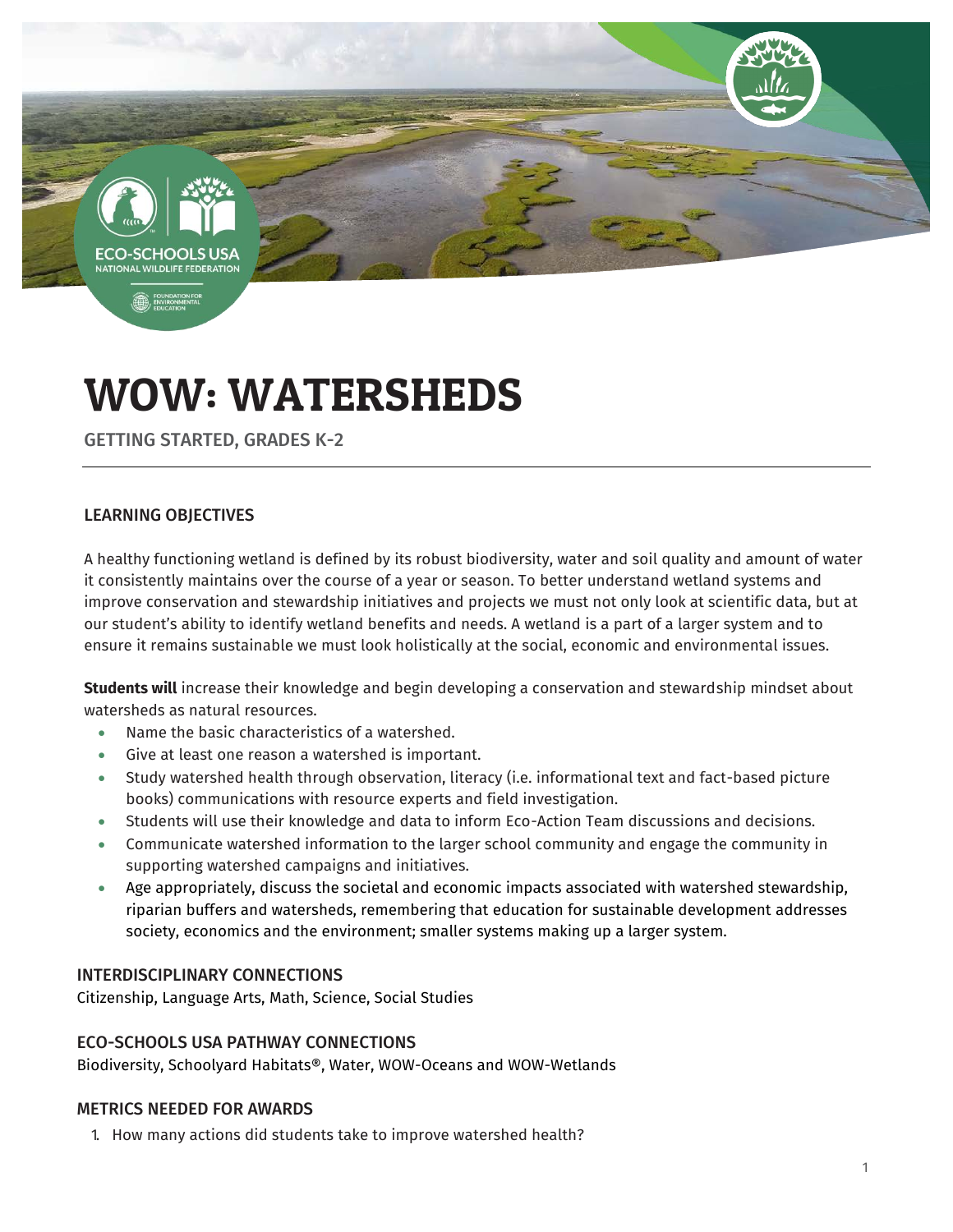# WOW: WATERSHEDS

GETTING STARTED, GRADES K-2

## LEARNING OBJECTIVES

A healthy functioning wetland is defined by its robust biodiversity, water and soil quality and amount of water it consistently maintains over the course of a year or season. To better understand wetland systems and improve conservation and stewardship initiatives and projects we must not only look at scientific data, but at our student's ability to identify wetland benefits and needs. A wetland is a part of a larger system and to ensure it remains sustainable we must look holistically at the social, economic and environmental issues.

**Students will** increase their knowledge and begin developing a conservation and stewardship mindset about watersheds as natural resources.

- Name the basic characteristics of a watershed.
- Give at least one reason a watershed is important.
- Study watershed health through observation, literacy (i.e. informational text and fact-based picture books) communications with resource experts and field investigation.
- Students will use their knowledge and data to inform Eco-Action Team discussions and decisions.
- Communicate watershed information to the larger school community and engage the community in supporting watershed campaigns and initiatives.
- Age appropriately, discuss the societal and economic impacts associated with watershed stewardship, riparian buffers and watersheds, remembering that education for sustainable development addresses society, economics and the environment; smaller systems making up a larger system.

## INTERDISCIPLINARY CONNECTIONS

Citizenship, Language Arts, Math, Science, Social Studies

## ECO-SCHOOLS USA PATHWAY CONNECTIONS

Biodiversity, Schoolyard Habitats®, Water, WOW-Oceans and WOW-Wetlands

## METRICS NEEDED FOR AWARDS

1. How many actions did students take to improve watershed health?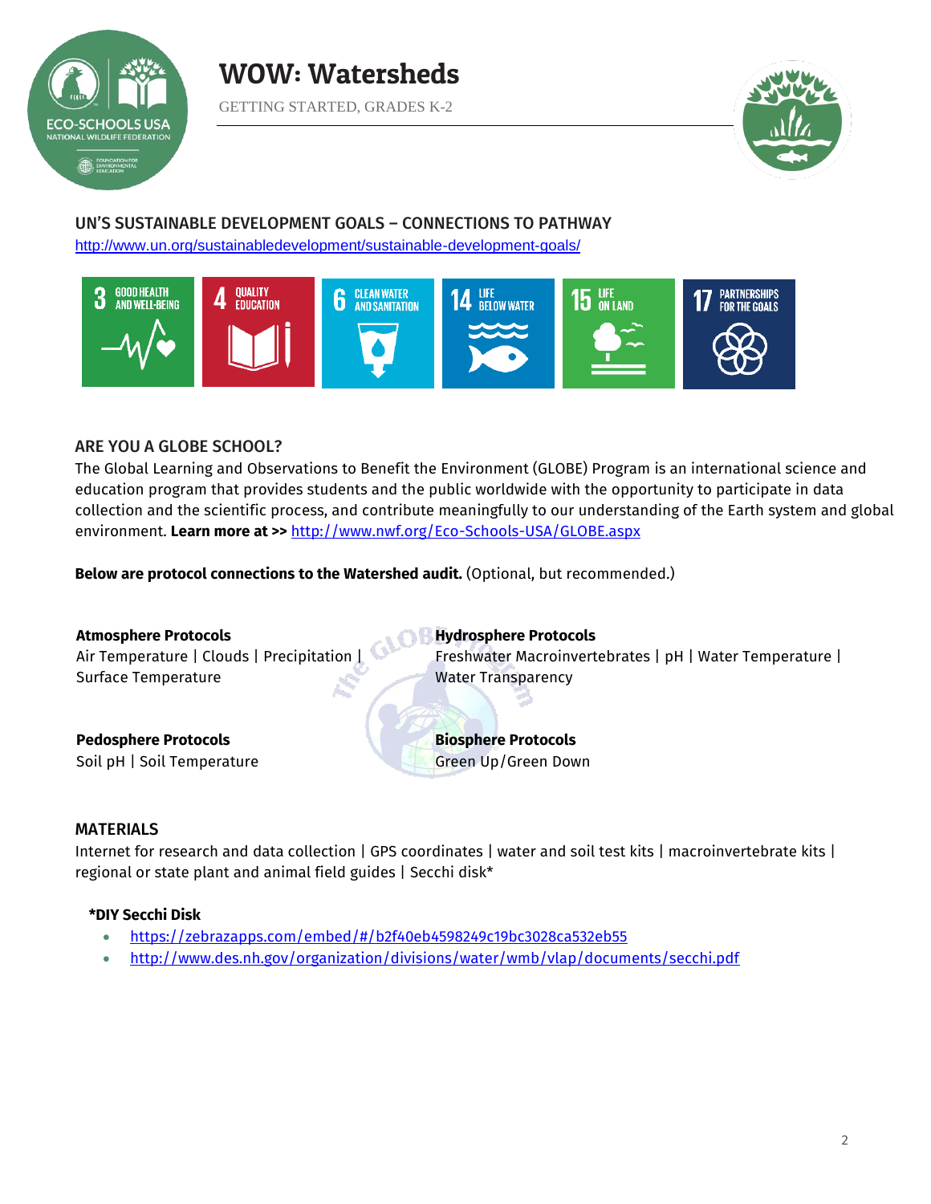# WOW: Watersheds

GETTING STARTED, GRADES K-2

## UN'S SUSTAINABLE DEVELOPMENT GOALS – CONNECTIONS TO PATHWAY

http://www.un.org/sustainabledevelopment/sustainable-development-goals/

3 GOOD HEALTH AND WELL-BEING | 4 QUALITY EDUCATION | 6 CLEAN WATER AND SANITATION | 14 LIFE BELOW WATER | 15 LIFE ON LAND | 17 PARTNERSHIPS FOR THE GOALS

## ARE YOU A GLOBE SCHOOL?

The Global Learning and Observations to Benefit the Environment (GLOBE) Program is an international science and education program that provides students and the public worldwide with the opportunity to participate in data collection and the scientific process, and contribute meaningfully to our understanding of the Earth system and global environment. **Learn more at >>** http://www.nwf.org/Eco-Schools-USA/GLOBE.aspx

**Below are protocol connections to the Watershed audit.** (Optional, but recommended.)

**Atmosphere Protocols**
Air Temperature | Clouds | Precipitation | Surface Temperature

**Hydrosphere Protocols**
Freshwater Macroinvertebrates | pH | Water Temperature | Water Transparency

**Pedosphere Protocols**
Soil pH | Soil Temperature

**Biosphere Protocols**
Green Up/Green Down

## MATERIALS

Internet for research and data collection | GPS coordinates | water and soil test kits | macroinvertebrate kits | regional or state plant and animal field guides | Secchi disk*

**\*DIY Secchi Disk**

- https://zebrazapps.com/embed/#/b2f40eb4598249c19bc3028ca532eb55
- http://www.des.nh.gov/organization/divisions/water/wmb/vlap/documents/secchi.pdf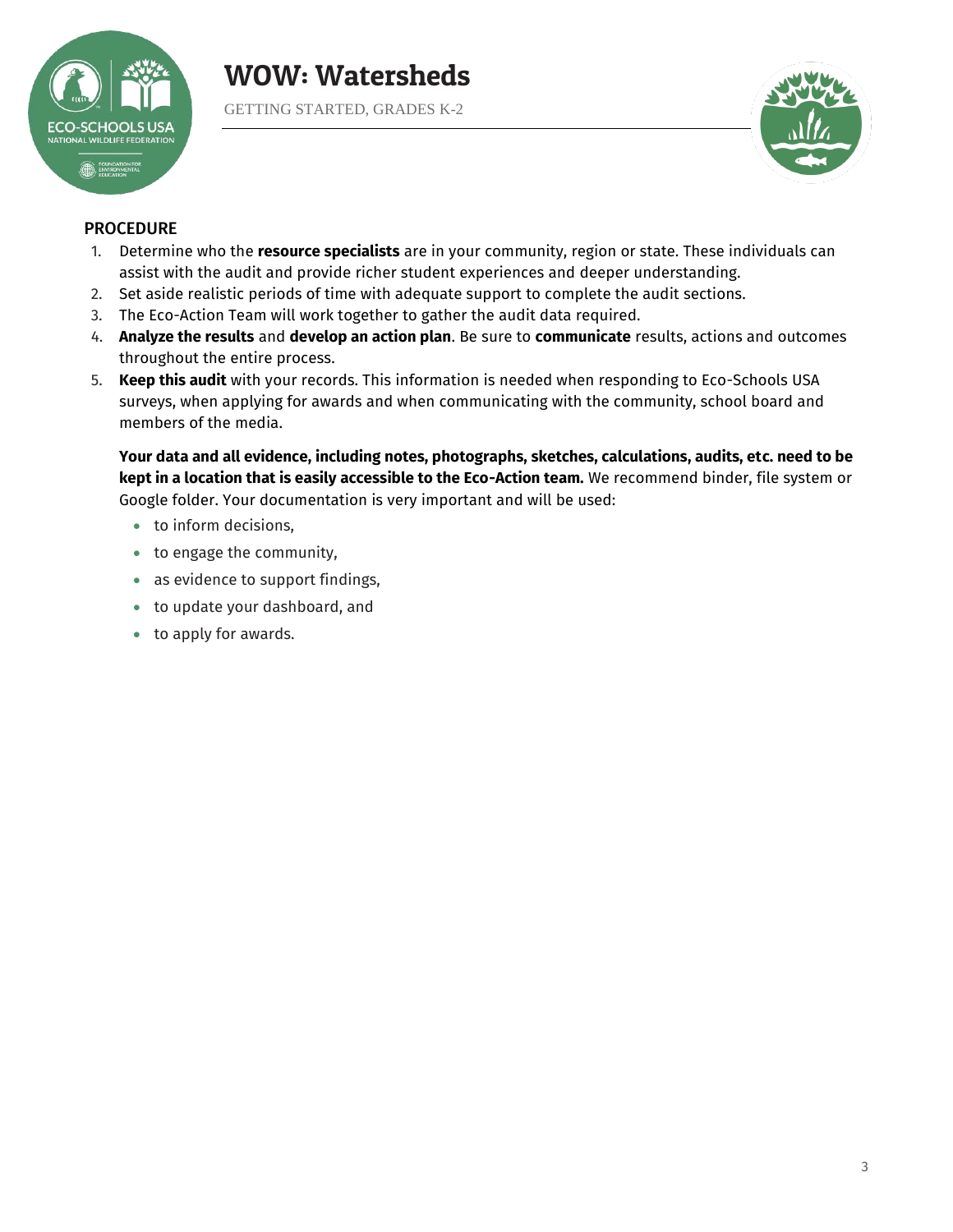## PROCEDURE

1. Determine who the **resource specialists** are in your community, region or state. These individuals can assist with the audit and provide richer student experiences and deeper understanding.
2. Set aside realistic periods of time with adequate support to complete the audit sections.
3. The Eco-Action Team will work together to gather the audit data required.
4. **Analyze the results** and **develop an action plan**. Be sure to **communicate** results, actions and outcomes throughout the entire process.
5. **Keep this audit** with your records. This information is needed when responding to Eco-Schools USA surveys, when applying for awards and when communicating with the community, school board and members of the media.

   **Your data and all evidence, including notes, photographs, sketches, calculations, audits, etc. need to be kept in a location that is easily accessible to the Eco-Action team.** We recommend binder, file system or Google folder. Your documentation is very important and will be used:

   - to inform decisions,
   - to engage the community,
   - as evidence to support findings,
   - to update your dashboard, and
   - to apply for awards.